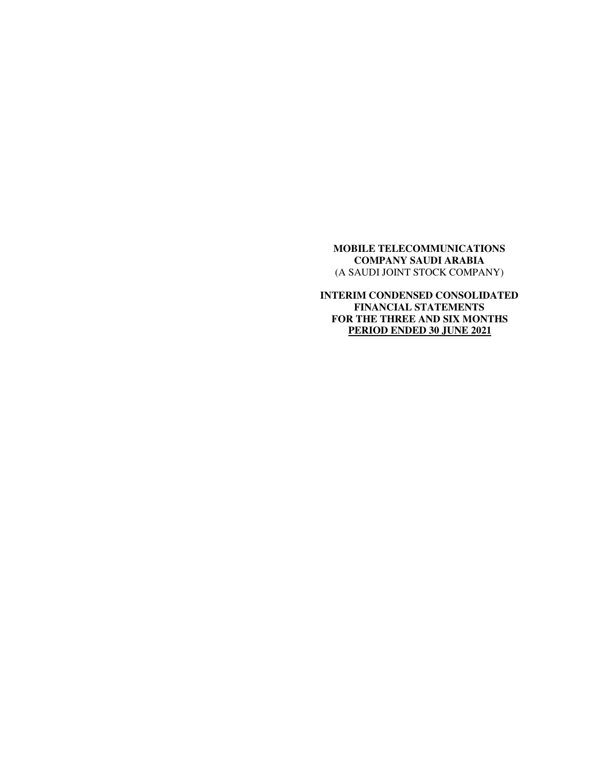**MOBILE TELECOMMUNICATIONS COMPANY SAUDI ARABIA**
(A SAUDI JOINT STOCK COMPANY)

**INTERIM CONDENSED CONSOLIDATED FINANCIAL STATEMENTS FOR THE THREE AND SIX MONTHS PERIOD ENDED 30 JUNE 2021**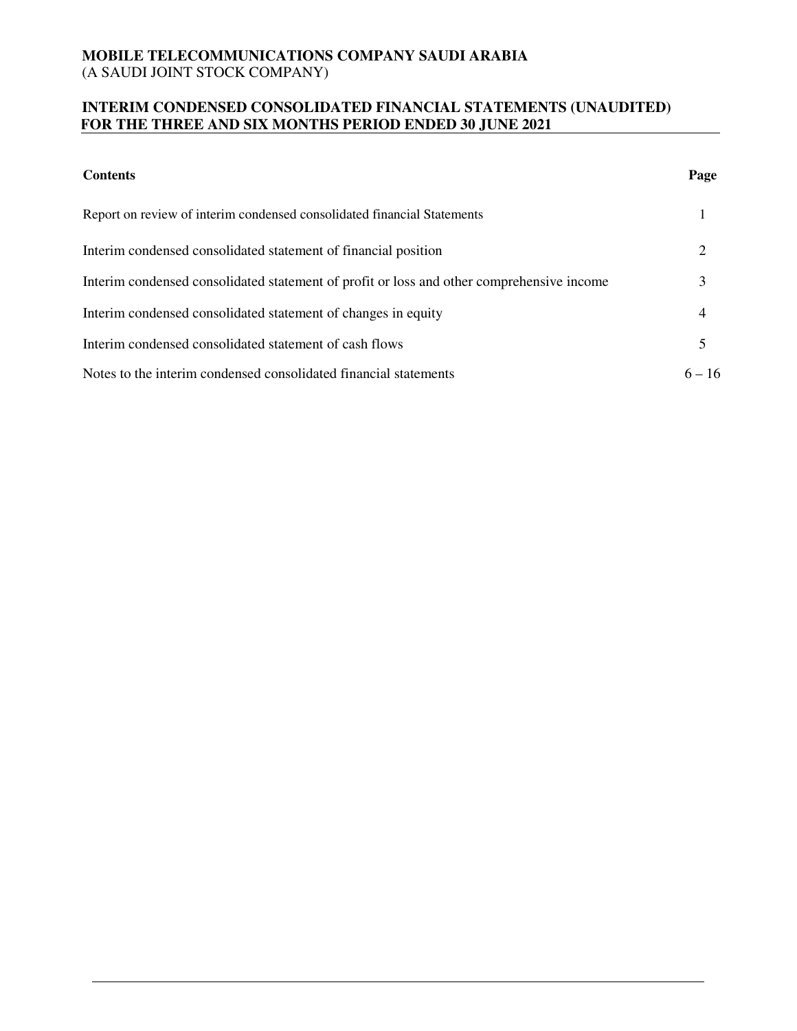**MOBILE TELECOMMUNICATIONS COMPANY SAUDI ARABIA**
(A SAUDI JOINT STOCK COMPANY)

**INTERIM CONDENSED CONSOLIDATED FINANCIAL STATEMENTS (UNAUDITED)**
**FOR THE THREE AND SIX MONTHS PERIOD ENDED 30 JUNE 2021**

| **Contents** | **Page** |
|---|---|
| Report on review of interim condensed consolidated financial Statements | 1 |
| Interim condensed consolidated statement of financial position | 2 |
| Interim condensed consolidated statement of profit or loss and other comprehensive income | 3 |
| Interim condensed consolidated statement of changes in equity | 4 |
| Interim condensed consolidated statement of cash flows | 5 |
| Notes to the interim condensed consolidated financial statements | 6 – 16 |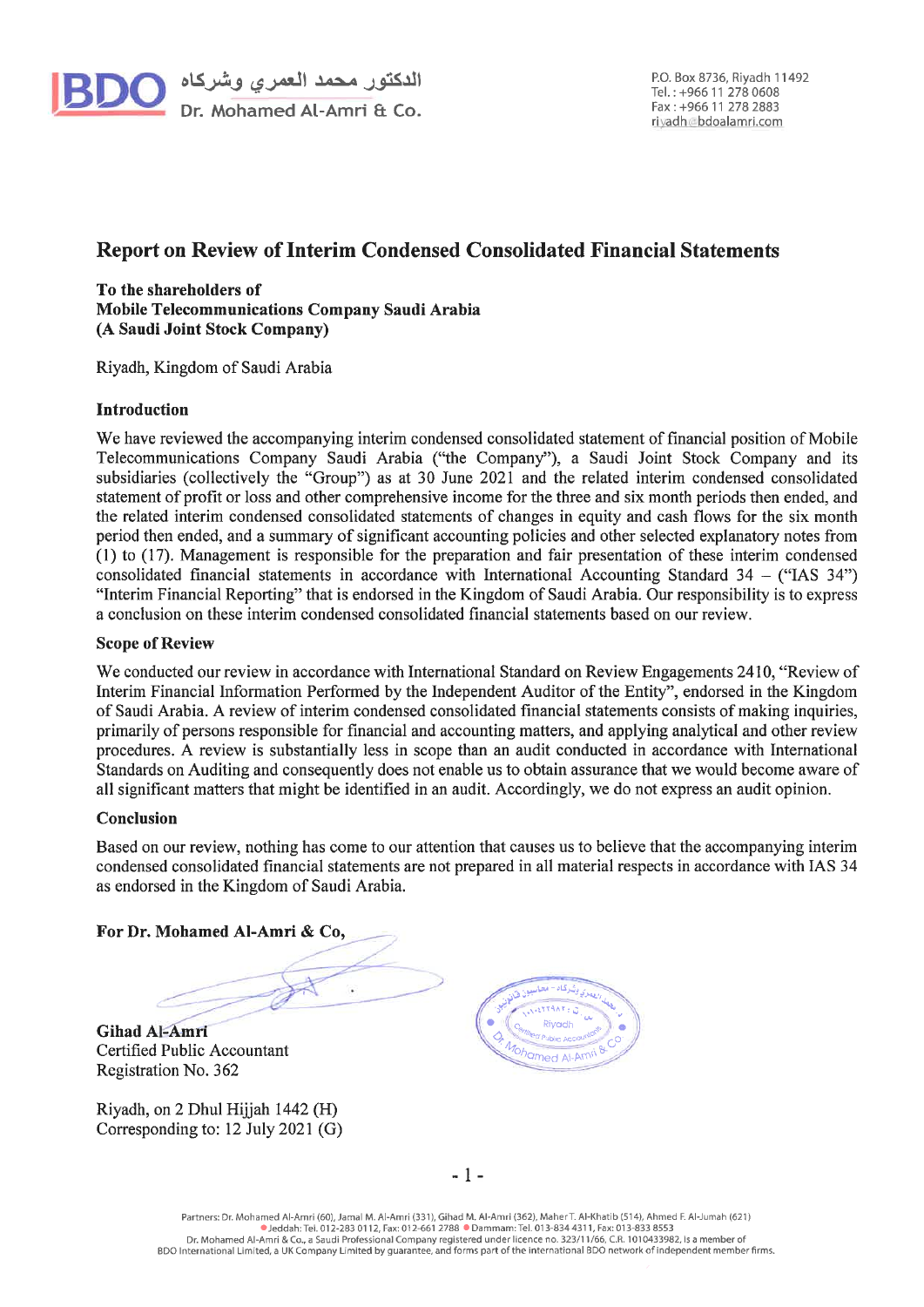# Report on Review of Interim Condensed Consolidated Financial Statements

**To the shareholders of**
**Mobile Telecommunications Company Saudi Arabia**
**(A Saudi Joint Stock Company)**

Riyadh, Kingdom of Saudi Arabia

### Introduction

We have reviewed the accompanying interim condensed consolidated statement of financial position of Mobile Telecommunications Company Saudi Arabia ("the Company"), a Saudi Joint Stock Company and its subsidiaries (collectively the "Group") as at 30 June 2021 and the related interim condensed consolidated statement of profit or loss and other comprehensive income for the three and six month periods then ended, and the related interim condensed consolidated statements of changes in equity and cash flows for the six month period then ended, and a summary of significant accounting policies and other selected explanatory notes from (1) to (17). Management is responsible for the preparation and fair presentation of these interim condensed consolidated financial statements in accordance with International Accounting Standard 34 – ("IAS 34") "Interim Financial Reporting" that is endorsed in the Kingdom of Saudi Arabia. Our responsibility is to express a conclusion on these interim condensed consolidated financial statements based on our review.

### Scope of Review

We conducted our review in accordance with International Standard on Review Engagements 2410, "Review of Interim Financial Information Performed by the Independent Auditor of the Entity", endorsed in the Kingdom of Saudi Arabia. A review of interim condensed consolidated financial statements consists of making inquiries, primarily of persons responsible for financial and accounting matters, and applying analytical and other review procedures. A review is substantially less in scope than an audit conducted in accordance with International Standards on Auditing and consequently does not enable us to obtain assurance that we would become aware of all significant matters that might be identified in an audit. Accordingly, we do not express an audit opinion.

### Conclusion

Based on our review, nothing has come to our attention that causes us to believe that the accompanying interim condensed consolidated financial statements are not prepared in all material respects in accordance with IAS 34 as endorsed in the Kingdom of Saudi Arabia.

**For Dr. Mohamed Al-Amri & Co,**

**Gihad Al-Amri**
Certified Public Accountant
Registration No. 362

Riyadh, on 2 Dhul Hijjah 1442 (H)
Corresponding to: 12 July 2021 (G)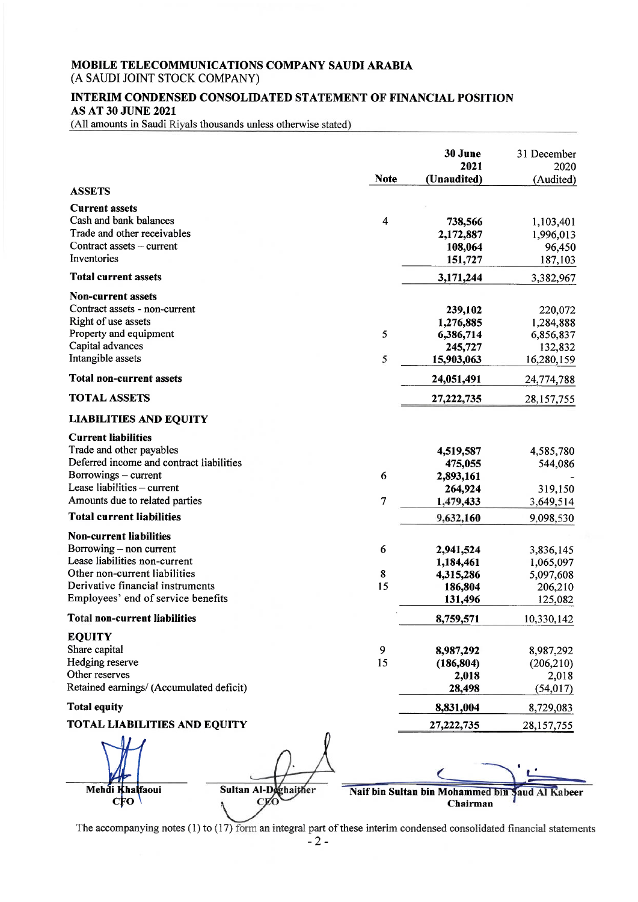**MOBILE TELECOMMUNICATIONS COMPANY SAUDI ARABIA**
(A SAUDI JOINT STOCK COMPANY)

**INTERIM CONDENSED CONSOLIDATED STATEMENT OF FINANCIAL POSITION**
**AS AT 30 JUNE 2021**
(All amounts in Saudi Riyals thousands unless otherwise stated)

| | Note | 30 June 2021 (Unaudited) | 31 December 2020 (Audited) |
|---|---|---|---|
| **ASSETS** | | | |
| **Current assets** | | | |
| Cash and bank balances | 4 | 738,566 | 1,103,401 |
| Trade and other receivables | | 2,172,887 | 1,996,013 |
| Contract assets – current | | 108,064 | 96,450 |
| Inventories | | 151,727 | 187,103 |
| **Total current assets** | | 3,171,244 | 3,382,967 |
| **Non-current assets** | | | |
| Contract assets - non-current | | 239,102 | 220,072 |
| Right of use assets | | 1,276,885 | 1,284,888 |
| Property and equipment | 5 | 6,386,714 | 6,856,837 |
| Capital advances | | 245,727 | 132,832 |
| Intangible assets | 5 | 15,903,063 | 16,280,159 |
| **Total non-current assets** | | 24,051,491 | 24,774,788 |
| **TOTAL ASSETS** | | 27,222,735 | 28,157,755 |
| **LIABILITIES AND EQUITY** | | | |
| **Current liabilities** | | | |
| Trade and other payables | | 4,519,587 | 4,585,780 |
| Deferred income and contract liabilities | | 475,055 | 544,086 |
| Borrowings – current | 6 | 2,893,161 | - |
| Lease liabilities – current | | 264,924 | 319,150 |
| Amounts due to related parties | 7 | 1,479,433 | 3,649,514 |
| **Total current liabilities** | | 9,632,160 | 9,098,530 |
| **Non-current liabilities** | | | |
| Borrowing – non current | 6 | 2,941,524 | 3,836,145 |
| Lease liabilities non-current | | 1,184,461 | 1,065,097 |
| Other non-current liabilities | 8 | 4,315,286 | 5,097,608 |
| Derivative financial instruments | 15 | 186,804 | 206,210 |
| Employees' end of service benefits | | 131,496 | 125,082 |
| **Total non-current liabilities** | | 8,759,571 | 10,330,142 |
| **EQUITY** | | | |
| Share capital | 9 | 8,987,292 | 8,987,292 |
| Hedging reserve | 15 | (186,804) | (206,210) |
| Other reserves | | 2,018 | 2,018 |
| Retained earnings/ (Accumulated deficit) | | 28,498 | (54,017) |
| **Total equity** | | 8,831,004 | 8,729,083 |
| **TOTAL LIABILITIES AND EQUITY** | | 27,222,735 | 28,157,755 |

| Mehdi Khalfaoui | Sultan Al-Deghaither | Naif bin Sultan bin Mohammed bin Saud Al Kabeer |
|---|---|---|
| CFO | CEO | Chairman |

The accompanying notes (1) to (17) form an integral part of these interim condensed consolidated financial statements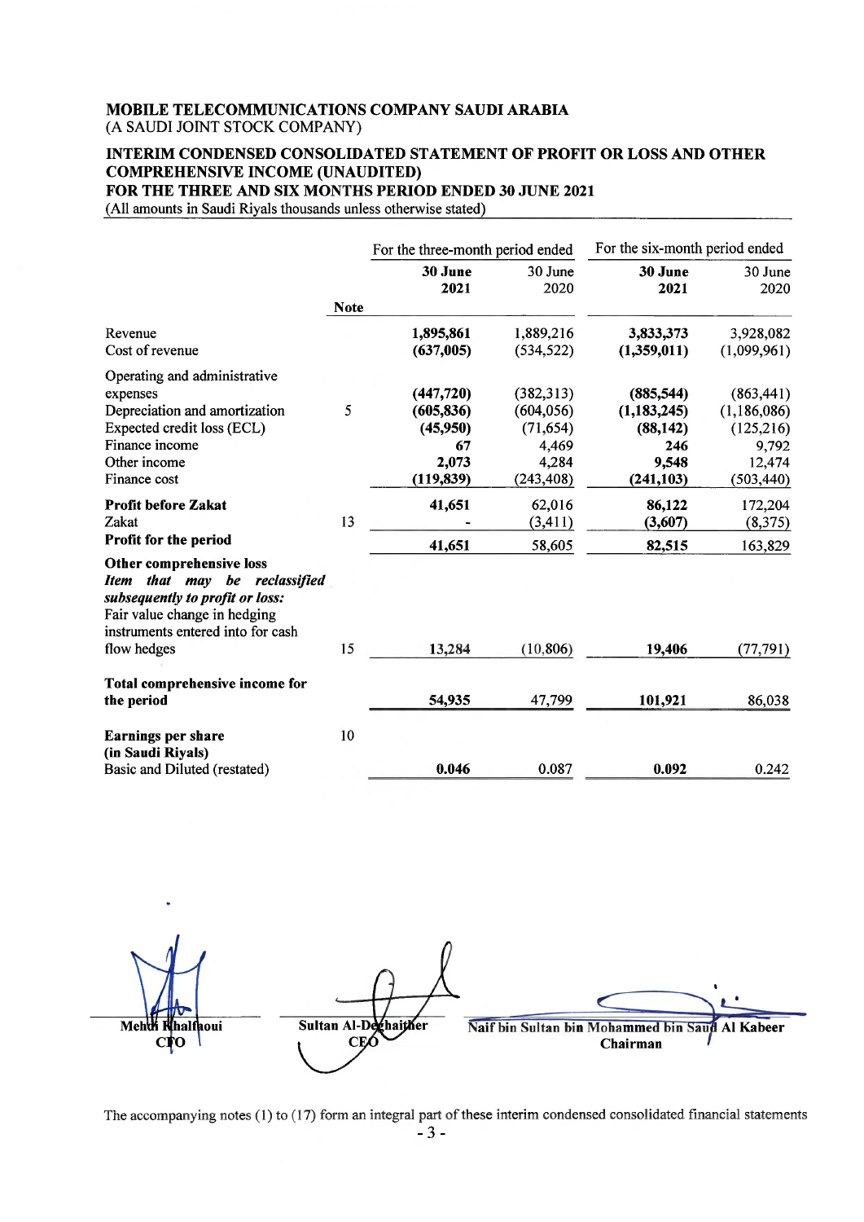**MOBILE TELECOMMUNICATIONS COMPANY SAUDI ARABIA**
(A SAUDI JOINT STOCK COMPANY)

**INTERIM CONDENSED CONSOLIDATED STATEMENT OF PROFIT OR LOSS AND OTHER COMPREHENSIVE INCOME (UNAUDITED)**
**FOR THE THREE AND SIX MONTHS PERIOD ENDED 30 JUNE 2021**
(All amounts in Saudi Riyals thousands unless otherwise stated)

| | Note | For the three-month period ended | | For the six-month period ended | |
|---|---|---|---|---|---|
| | | **30 June 2021** | 30 June 2020 | **30 June 2021** | 30 June 2020 |
| Revenue | | **1,895,861** | 1,889,216 | **3,833,373** | 3,928,082 |
| Cost of revenue | | **(637,005)** | (534,522) | **(1,359,011)** | (1,099,961) |
| Operating and administrative expenses | | **(447,720)** | (382,313) | **(885,544)** | (863,441) |
| Depreciation and amortization | 5 | **(605,836)** | (604,056) | **(1,183,245)** | (1,186,086) |
| Expected credit loss (ECL) | | **(45,950)** | (71,654) | **(88,142)** | (125,216) |
| Finance income | | **67** | 4,469 | **246** | 9,792 |
| Other income | | **2,073** | 4,284 | **9,548** | 12,474 |
| Finance cost | | **(119,839)** | (243,408) | **(241,103)** | (503,440) |
| **Profit before Zakat** | | **41,651** | 62,016 | **86,122** | 172,204 |
| Zakat | 13 | **-** | (3,411) | **(3,607)** | (8,375) |
| **Profit for the period** | | **41,651** | 58,605 | **82,515** | 163,829 |
| **Other comprehensive loss** | | | | | |
| ***Item that may be reclassified subsequently to profit or loss:*** | | | | | |
| Fair value change in hedging instruments entered into for cash flow hedges | 15 | **13,284** | (10,806) | **19,406** | (77,791) |
| **Total comprehensive income for the period** | | **54,935** | 47,799 | **101,921** | 86,038 |
| **Earnings per share (in Saudi Riyals)** | 10 | | | | |
| Basic and Diluted (restated) | | **0.046** | 0.087 | **0.092** | 0.242 |

| | | |
|---|---|---|
| **Mehdi Khalfaoui** | **Sultan Al-Deghaither** | **Naif bin Sultan bin Mohammed bin Saud Al Kabeer** |
| **CFO** | **CEO** | **Chairman** |

The accompanying notes (1) to (17) form an integral part of these interim condensed consolidated financial statements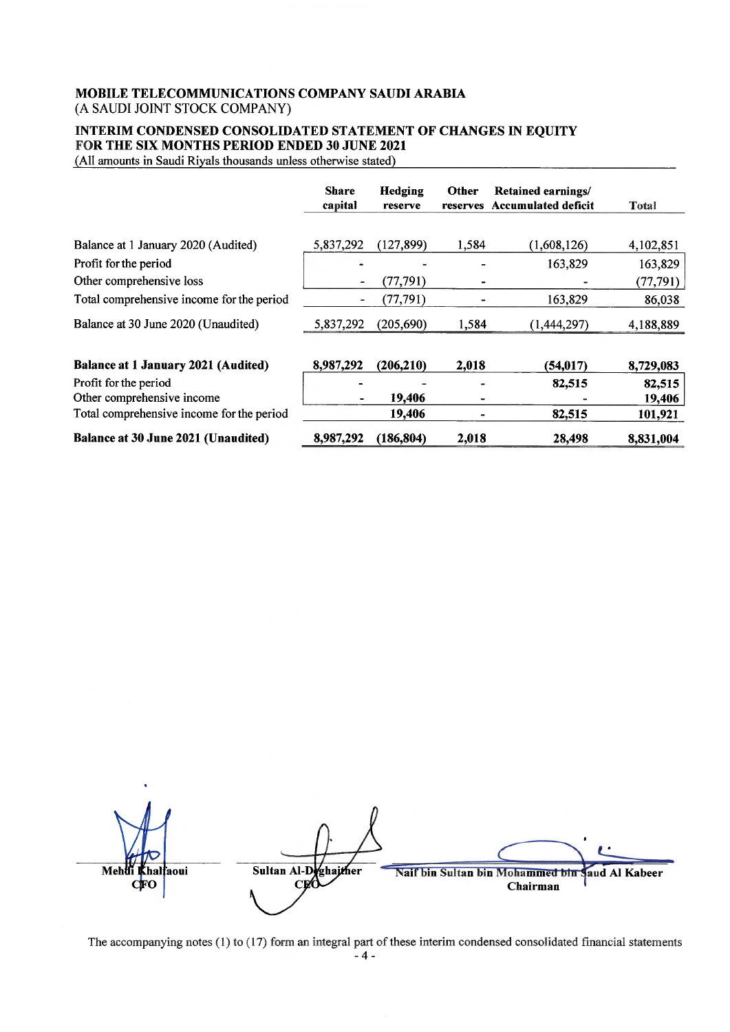**MOBILE TELECOMMUNICATIONS COMPANY SAUDI ARABIA**
(A SAUDI JOINT STOCK COMPANY)

**INTERIM CONDENSED CONSOLIDATED STATEMENT OF CHANGES IN EQUITY**
**FOR THE SIX MONTHS PERIOD ENDED 30 JUNE 2021**
(All amounts in Saudi Riyals thousands unless otherwise stated)

| | Share capital | Hedging reserve | Other reserves | Retained earnings/ Accumulated deficit | Total |
|---|---|---|---|---|---|
| Balance at 1 January 2020 (Audited) | 5,837,292 | (127,899) | 1,584 | (1,608,126) | 4,102,851 |
| Profit for the period | - | - | - | 163,829 | 163,829 |
| Other comprehensive loss | - | (77,791) | - | - | (77,791) |
| Total comprehensive income for the period | - | (77,791) | - | 163,829 | 86,038 |
| Balance at 30 June 2020 (Unaudited) | 5,837,292 | (205,690) | 1,584 | (1,444,297) | 4,188,889 |
| **Balance at 1 January 2021 (Audited)** | **8,987,292** | **(206,210)** | **2,018** | **(54,017)** | **8,729,083** |
| Profit for the period | - | - | - | **82,515** | **82,515** |
| Other comprehensive income | - | **19,406** | - | - | **19,406** |
| Total comprehensive income for the period | | **19,406** | - | **82,515** | **101,921** |
| **Balance at 30 June 2021 (Unaudited)** | **8,987,292** | **(186,804)** | **2,018** | **28,498** | **8,831,004** |

| | | |
|---|---|---|
| Mehdi Khalfaoui<br>CFO | Sultan Al-Deghaither<br>CEO | Naif bin Sultan bin Mohammed bin Saud Al Kabeer<br>Chairman |

The accompanying notes (1) to (17) form an integral part of these interim condensed consolidated financial statements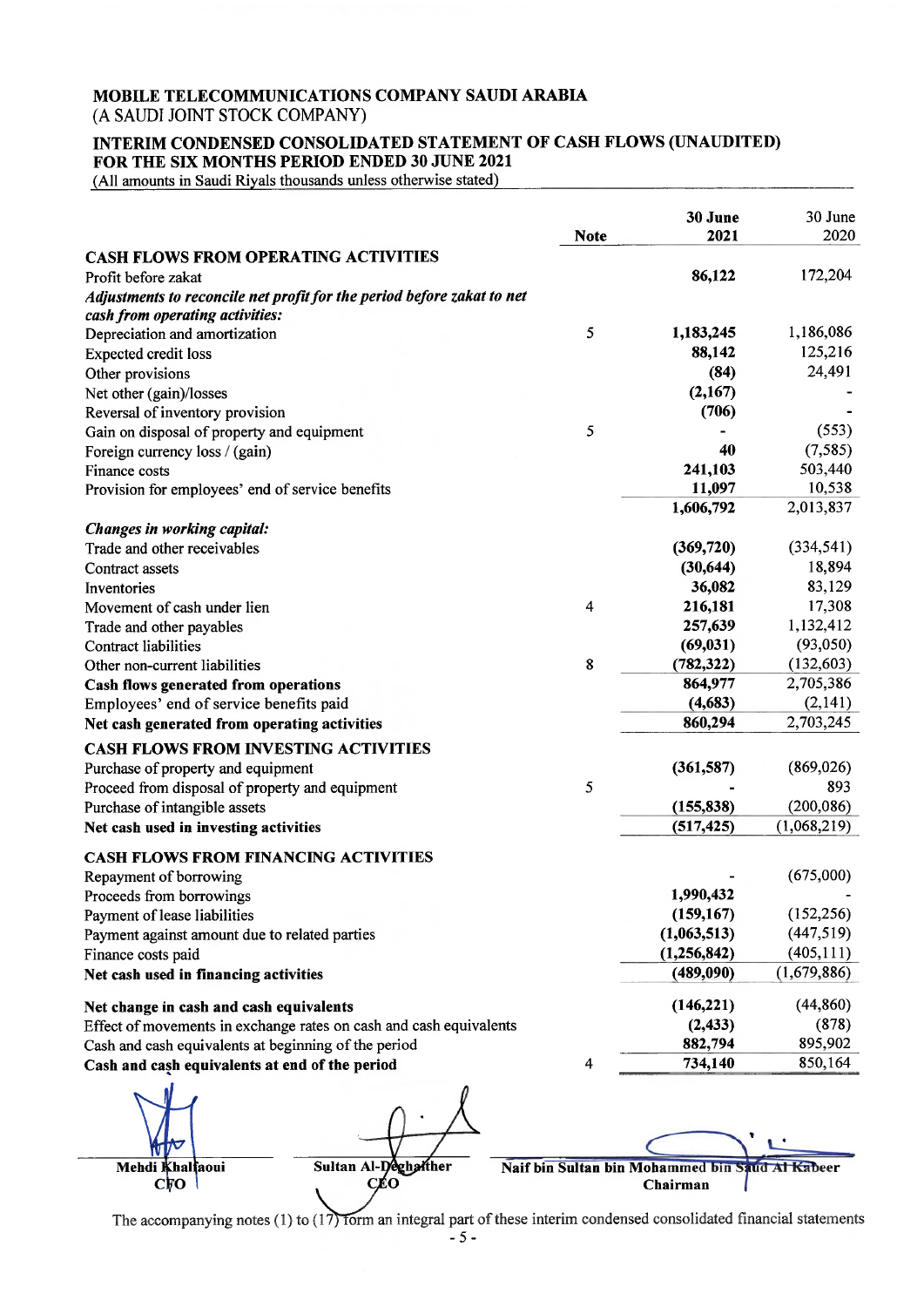# MOBILE TELECOMMUNICATIONS COMPANY SAUDI ARABIA
(A SAUDI JOINT STOCK COMPANY)

## INTERIM CONDENSED CONSOLIDATED STATEMENT OF CASH FLOWS (UNAUDITED)
## FOR THE SIX MONTHS PERIOD ENDED 30 JUNE 2021
(All amounts in Saudi Riyals thousands unless otherwise stated)

| | Note | 30 June 2021 | 30 June 2020 |
|---|---|---|---|
| **CASH FLOWS FROM OPERATING ACTIVITIES** | | | |
| Profit before zakat | | **86,122** | 172,204 |
| ***Adjustments to reconcile net profit for the period before zakat to net cash from operating activities:*** | | | |
| Depreciation and amortization | 5 | **1,183,245** | 1,186,086 |
| Expected credit loss | | **88,142** | 125,216 |
| Other provisions | | **(84)** | 24,491 |
| Net other (gain)/losses | | **(2,167)** | - |
| Reversal of inventory provision | | **(706)** | - |
| Gain on disposal of property and equipment | 5 | **-** | (553) |
| Foreign currency loss / (gain) | | **40** | (7,585) |
| Finance costs | | **241,103** | 503,440 |
| Provision for employees' end of service benefits | | **11,097** | 10,538 |
| | | **1,606,792** | 2,013,837 |
| ***Changes in working capital:*** | | | |
| Trade and other receivables | | **(369,720)** | (334,541) |
| Contract assets | | **(30,644)** | 18,894 |
| Inventories | | **36,082** | 83,129 |
| Movement of cash under lien | 4 | **216,181** | 17,308 |
| Trade and other payables | | **257,639** | 1,132,412 |
| Contract liabilities | | **(69,031)** | (93,050) |
| Other non-current liabilities | 8 | **(782,322)** | (132,603) |
| **Cash flows generated from operations** | | **864,977** | 2,705,386 |
| Employees' end of service benefits paid | | **(4,683)** | (2,141) |
| **Net cash generated from operating activities** | | **860,294** | 2,703,245 |
| **CASH FLOWS FROM INVESTING ACTIVITIES** | | | |
| Purchase of property and equipment | | **(361,587)** | (869,026) |
| Proceed from disposal of property and equipment | 5 | **-** | 893 |
| Purchase of intangible assets | | **(155,838)** | (200,086) |
| **Net cash used in investing activities** | | **(517,425)** | (1,068,219) |
| **CASH FLOWS FROM FINANCING ACTIVITIES** | | | |
| Repayment of borrowing | | **-** | (675,000) |
| Proceeds from borrowings | | **1,990,432** | - |
| Payment of lease liabilities | | **(159,167)** | (152,256) |
| Payment against amount due to related parties | | **(1,063,513)** | (447,519) |
| Finance costs paid | | **(1,256,842)** | (405,111) |
| **Net cash used in financing activities** | | **(489,090)** | (1,679,886) |
| **Net change in cash and cash equivalents** | | **(146,221)** | (44,860) |
| Effect of movements in exchange rates on cash and cash equivalents | | **(2,433)** | (878) |
| Cash and cash equivalents at beginning of the period | | **882,794** | 895,902 |
| **Cash and cash equivalents at end of the period** | 4 | **734,140** | 850,164 |

| **Mehdi Khalfaoui** | **Sultan Al-Deghaither** | **Naif bin Sultan bin Mohammed bin Saud Al Kabeer** |
|---|---|---|
| **CFO** | **CEO** | **Chairman** |

The accompanying notes (1) to (17) form an integral part of these interim condensed consolidated financial statements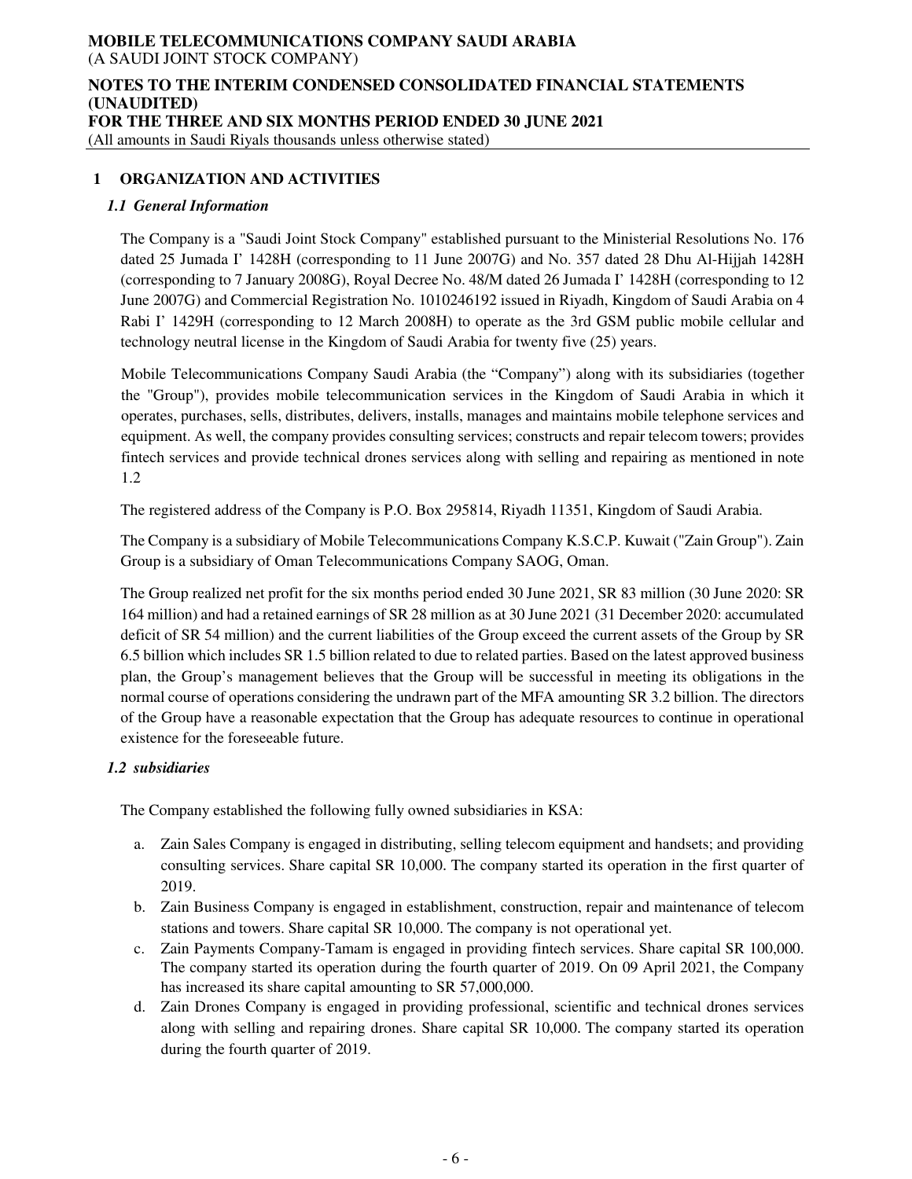## 1 ORGANIZATION AND ACTIVITIES

### *1.1 General Information*

The Company is a "Saudi Joint Stock Company" established pursuant to the Ministerial Resolutions No. 176 dated 25 Jumada I' 1428H (corresponding to 11 June 2007G) and No. 357 dated 28 Dhu Al-Hijjah 1428H (corresponding to 7 January 2008G), Royal Decree No. 48/M dated 26 Jumada I' 1428H (corresponding to 12 June 2007G) and Commercial Registration No. 1010246192 issued in Riyadh, Kingdom of Saudi Arabia on 4 Rabi I' 1429H (corresponding to 12 March 2008H) to operate as the 3rd GSM public mobile cellular and technology neutral license in the Kingdom of Saudi Arabia for twenty five (25) years.

Mobile Telecommunications Company Saudi Arabia (the "Company") along with its subsidiaries (together the "Group"), provides mobile telecommunication services in the Kingdom of Saudi Arabia in which it operates, purchases, sells, distributes, delivers, installs, manages and maintains mobile telephone services and equipment. As well, the company provides consulting services; constructs and repair telecom towers; provides fintech services and provide technical drones services along with selling and repairing as mentioned in note 1.2

The registered address of the Company is P.O. Box 295814, Riyadh 11351, Kingdom of Saudi Arabia.

The Company is a subsidiary of Mobile Telecommunications Company K.S.C.P. Kuwait ("Zain Group"). Zain Group is a subsidiary of Oman Telecommunications Company SAOG, Oman.

The Group realized net profit for the six months period ended 30 June 2021, SR 83 million (30 June 2020: SR 164 million) and had a retained earnings of SR 28 million as at 30 June 2021 (31 December 2020: accumulated deficit of SR 54 million) and the current liabilities of the Group exceed the current assets of the Group by SR 6.5 billion which includes SR 1.5 billion related to due to related parties. Based on the latest approved business plan, the Group's management believes that the Group will be successful in meeting its obligations in the normal course of operations considering the undrawn part of the MFA amounting SR 3.2 billion. The directors of the Group have a reasonable expectation that the Group has adequate resources to continue in operational existence for the foreseeable future.

### *1.2 subsidiaries*

The Company established the following fully owned subsidiaries in KSA:

a. Zain Sales Company is engaged in distributing, selling telecom equipment and handsets; and providing consulting services. Share capital SR 10,000. The company started its operation in the first quarter of 2019.
b. Zain Business Company is engaged in establishment, construction, repair and maintenance of telecom stations and towers. Share capital SR 10,000. The company is not operational yet.
c. Zain Payments Company-Tamam is engaged in providing fintech services. Share capital SR 100,000. The company started its operation during the fourth quarter of 2019. On 09 April 2021, the Company has increased its share capital amounting to SR 57,000,000.
d. Zain Drones Company is engaged in providing professional, scientific and technical drones services along with selling and repairing drones. Share capital SR 10,000. The company started its operation during the fourth quarter of 2019.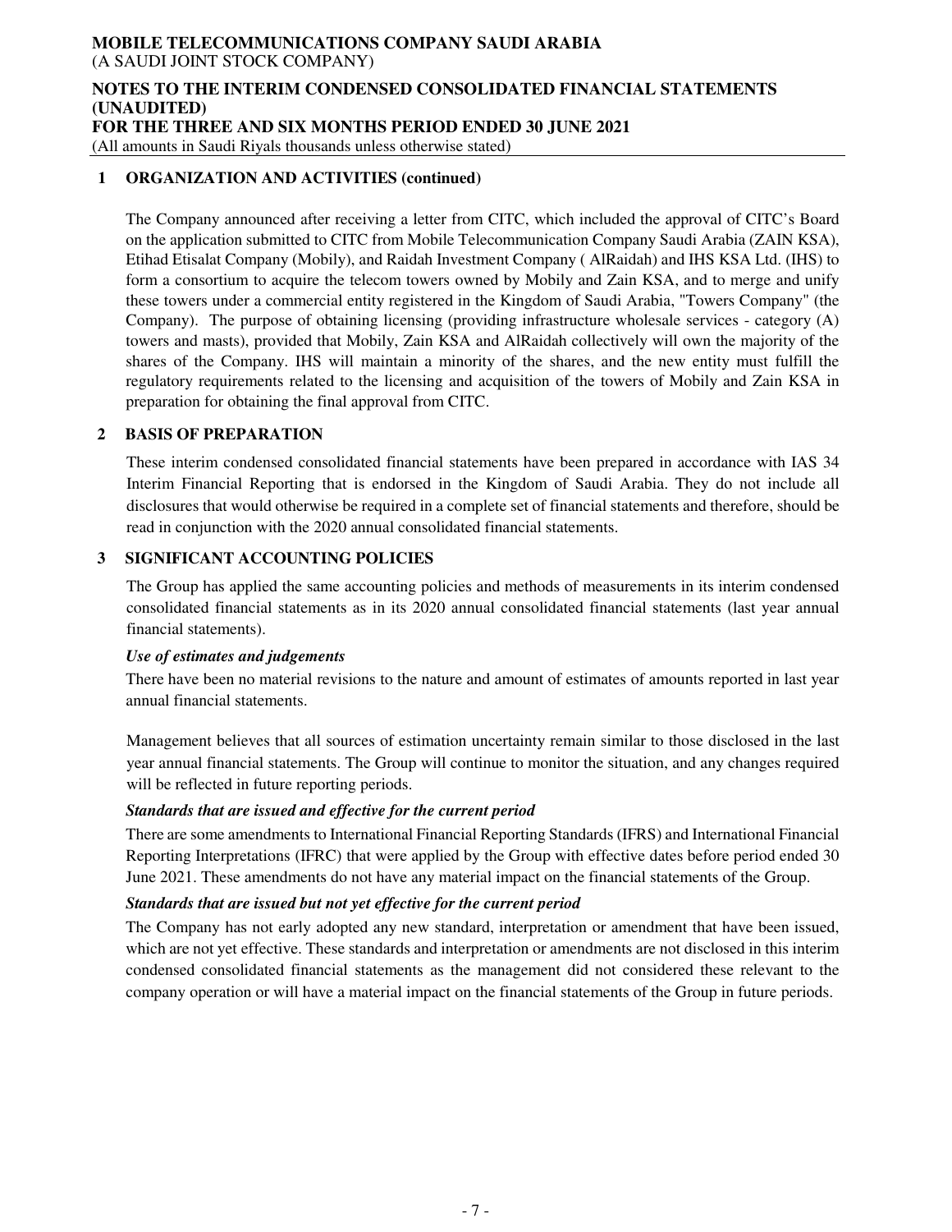## 1 ORGANIZATION AND ACTIVITIES (continued)

The Company announced after receiving a letter from CITC, which included the approval of CITC's Board on the application submitted to CITC from Mobile Telecommunication Company Saudi Arabia (ZAIN KSA), Etihad Etisalat Company (Mobily), and Raidah Investment Company ( AlRaidah) and IHS KSA Ltd. (IHS) to form a consortium to acquire the telecom towers owned by Mobily and Zain KSA, and to merge and unify these towers under a commercial entity registered in the Kingdom of Saudi Arabia, "Towers Company" (the Company). The purpose of obtaining licensing (providing infrastructure wholesale services - category (A) towers and masts), provided that Mobily, Zain KSA and AlRaidah collectively will own the majority of the shares of the Company. IHS will maintain a minority of the shares, and the new entity must fulfill the regulatory requirements related to the licensing and acquisition of the towers of Mobily and Zain KSA in preparation for obtaining the final approval from CITC.

## 2 BASIS OF PREPARATION

These interim condensed consolidated financial statements have been prepared in accordance with IAS 34 Interim Financial Reporting that is endorsed in the Kingdom of Saudi Arabia. They do not include all disclosures that would otherwise be required in a complete set of financial statements and therefore, should be read in conjunction with the 2020 annual consolidated financial statements.

## 3 SIGNIFICANT ACCOUNTING POLICIES

The Group has applied the same accounting policies and methods of measurements in its interim condensed consolidated financial statements as in its 2020 annual consolidated financial statements (last year annual financial statements).

***Use of estimates and judgements***

There have been no material revisions to the nature and amount of estimates of amounts reported in last year annual financial statements.

Management believes that all sources of estimation uncertainty remain similar to those disclosed in the last year annual financial statements. The Group will continue to monitor the situation, and any changes required will be reflected in future reporting periods.

***Standards that are issued and effective for the current period***

There are some amendments to International Financial Reporting Standards (IFRS) and International Financial Reporting Interpretations (IFRC) that were applied by the Group with effective dates before period ended 30 June 2021. These amendments do not have any material impact on the financial statements of the Group.

***Standards that are issued but not yet effective for the current period***

The Company has not early adopted any new standard, interpretation or amendment that have been issued, which are not yet effective. These standards and interpretation or amendments are not disclosed in this interim condensed consolidated financial statements as the management did not considered these relevant to the company operation or will have a material impact on the financial statements of the Group in future periods.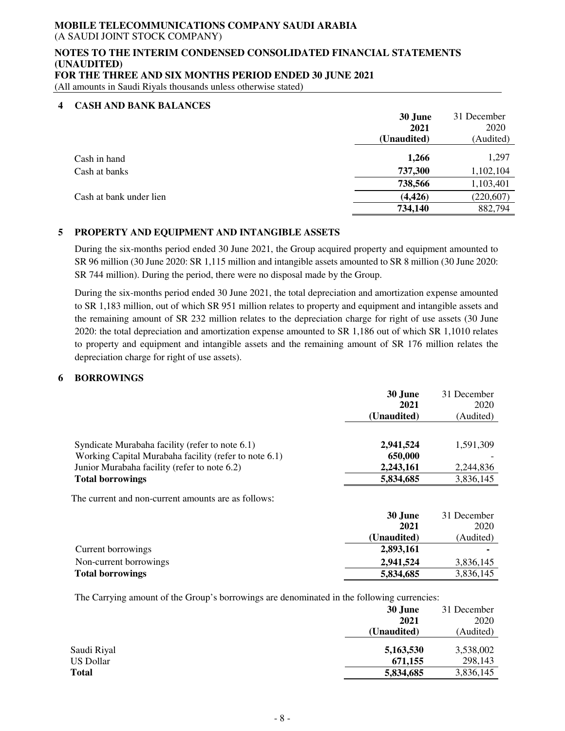**MOBILE TELECOMMUNICATIONS COMPANY SAUDI ARABIA**
(A SAUDI JOINT STOCK COMPANY)

**NOTES TO THE INTERIM CONDENSED CONSOLIDATED FINANCIAL STATEMENTS (UNAUDITED)**
**FOR THE THREE AND SIX MONTHS PERIOD ENDED 30 JUNE 2021**
(All amounts in Saudi Riyals thousands unless otherwise stated)

## 4 CASH AND BANK BALANCES

| | **30 June 2021 (Unaudited)** | 31 December 2020 (Audited) |
|---|---|---|
| Cash in hand | **1,266** | 1,297 |
| Cash at banks | **737,300** | 1,102,104 |
| | **738,566** | 1,103,401 |
| Cash at bank under lien | **(4,426)** | (220,607) |
| | **734,140** | 882,794 |

## 5 PROPERTY AND EQUIPMENT AND INTANGIBLE ASSETS

During the six-months period ended 30 June 2021, the Group acquired property and equipment amounted to SR 96 million (30 June 2020: SR 1,115 million and intangible assets amounted to SR 8 million (30 June 2020: SR 744 million). During the period, there were no disposal made by the Group.

During the six-months period ended 30 June 2021, the total depreciation and amortization expense amounted to SR 1,183 million, out of which SR 951 million relates to property and equipment and intangible assets and the remaining amount of SR 232 million relates to the depreciation charge for right of use assets (30 June 2020: the total depreciation and amortization expense amounted to SR 1,186 out of which SR 1,1010 relates to property and equipment and intangible assets and the remaining amount of SR 176 million relates the depreciation charge for right of use assets).

## 6 BORROWINGS

| | **30 June 2021 (Unaudited)** | 31 December 2020 (Audited) |
|---|---|---|
| Syndicate Murabaha facility (refer to note 6.1) | **2,941,524** | 1,591,309 |
| Working Capital Murabaha facility (refer to note 6.1) | **650,000** | - |
| Junior Murabaha facility (refer to note 6.2) | **2,243,161** | 2,244,836 |
| **Total borrowings** | **5,834,685** | 3,836,145 |

The current and non-current amounts are as follows:

| | **30 June 2021 (Unaudited)** | 31 December 2020 (Audited) |
|---|---|---|
| Current borrowings | **2,893,161** | **-** |
| Non-current borrowings | **2,941,524** | 3,836,145 |
| **Total borrowings** | **5,834,685** | 3,836,145 |

The Carrying amount of the Group's borrowings are denominated in the following currencies:

| | **30 June 2021 (Unaudited)** | 31 December 2020 (Audited) |
|---|---|---|
| Saudi Riyal | **5,163,530** | 3,538,002 |
| US Dollar | **671,155** | 298,143 |
| **Total** | **5,834,685** | 3,836,145 |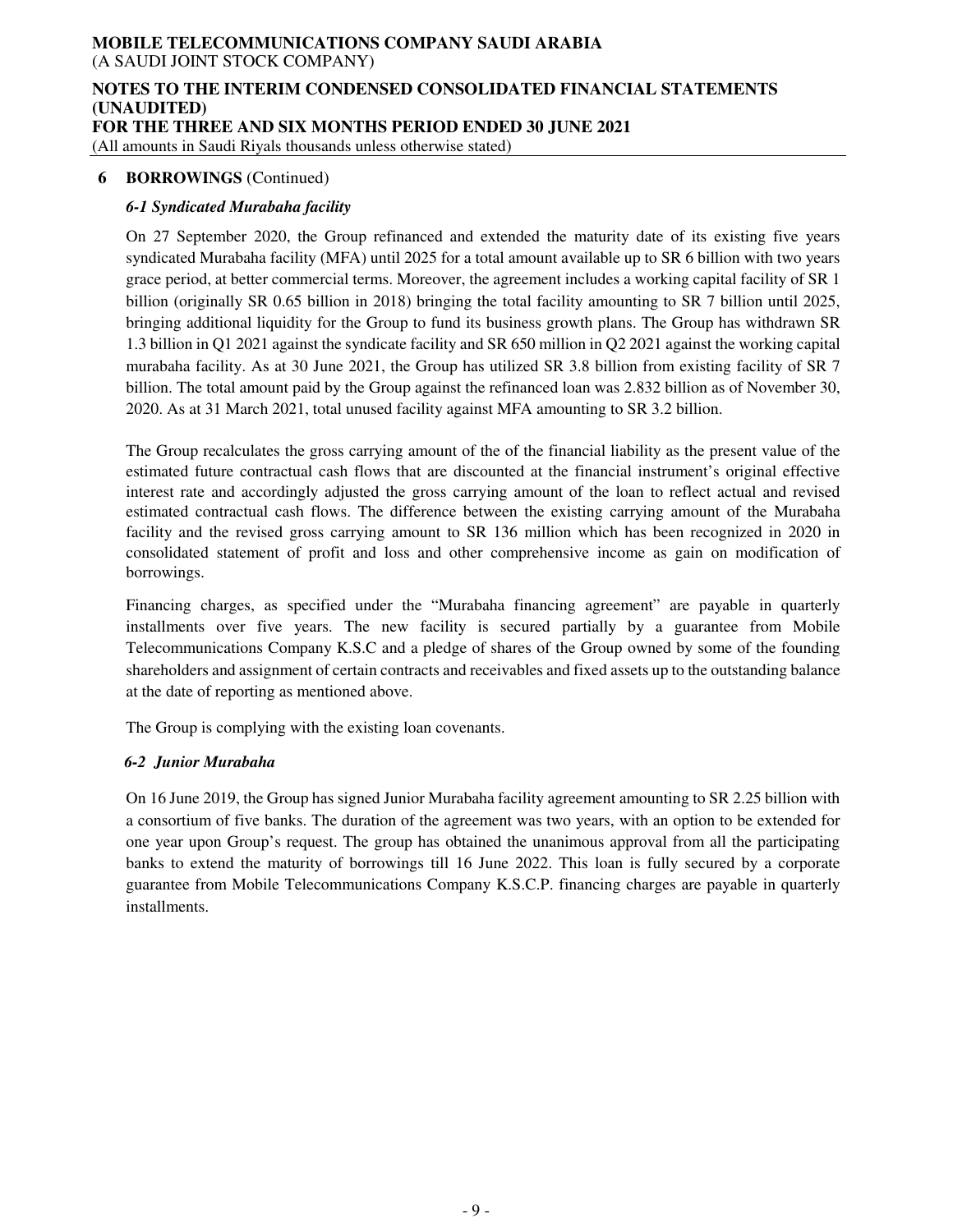## 6 BORROWINGS (Continued)

### *6-1 Syndicated Murabaha facility*

On 27 September 2020, the Group refinanced and extended the maturity date of its existing five years syndicated Murabaha facility (MFA) until 2025 for a total amount available up to SR 6 billion with two years grace period, at better commercial terms. Moreover, the agreement includes a working capital facility of SR 1 billion (originally SR 0.65 billion in 2018) bringing the total facility amounting to SR 7 billion until 2025, bringing additional liquidity for the Group to fund its business growth plans. The Group has withdrawn SR 1.3 billion in Q1 2021 against the syndicate facility and SR 650 million in Q2 2021 against the working capital murabaha facility. As at 30 June 2021, the Group has utilized SR 3.8 billion from existing facility of SR 7 billion. The total amount paid by the Group against the refinanced loan was 2.832 billion as of November 30, 2020. As at 31 March 2021, total unused facility against MFA amounting to SR 3.2 billion.

The Group recalculates the gross carrying amount of the of the financial liability as the present value of the estimated future contractual cash flows that are discounted at the financial instrument's original effective interest rate and accordingly adjusted the gross carrying amount of the loan to reflect actual and revised estimated contractual cash flows. The difference between the existing carrying amount of the Murabaha facility and the revised gross carrying amount to SR 136 million which has been recognized in 2020 in consolidated statement of profit and loss and other comprehensive income as gain on modification of borrowings.

Financing charges, as specified under the "Murabaha financing agreement" are payable in quarterly installments over five years. The new facility is secured partially by a guarantee from Mobile Telecommunications Company K.S.C and a pledge of shares of the Group owned by some of the founding shareholders and assignment of certain contracts and receivables and fixed assets up to the outstanding balance at the date of reporting as mentioned above.

The Group is complying with the existing loan covenants.

### *6-2 Junior Murabaha*

On 16 June 2019, the Group has signed Junior Murabaha facility agreement amounting to SR 2.25 billion with a consortium of five banks. The duration of the agreement was two years, with an option to be extended for one year upon Group's request. The group has obtained the unanimous approval from all the participating banks to extend the maturity of borrowings till 16 June 2022. This loan is fully secured by a corporate guarantee from Mobile Telecommunications Company K.S.C.P. financing charges are payable in quarterly installments.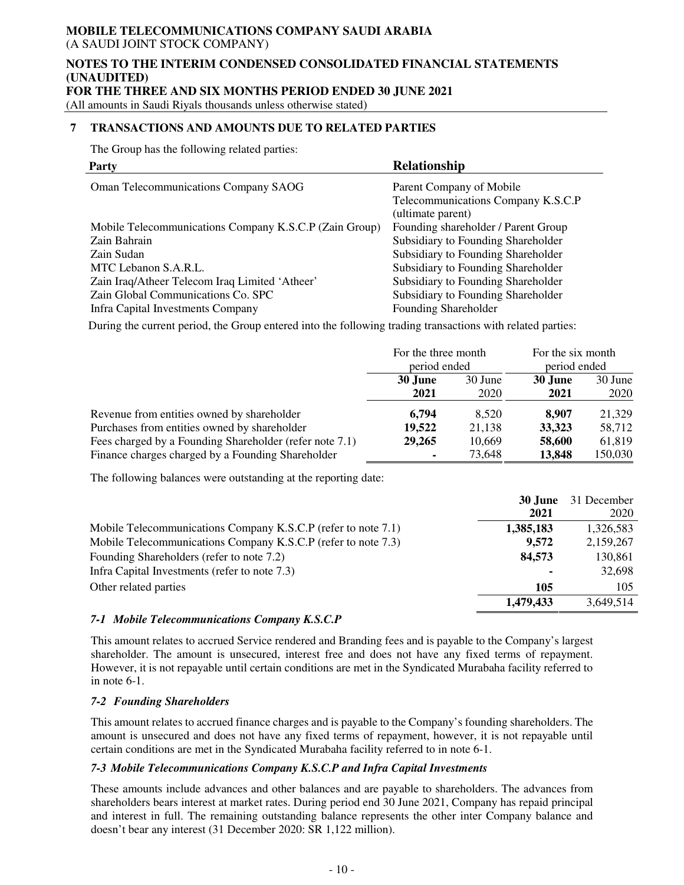## 7 TRANSACTIONS AND AMOUNTS DUE TO RELATED PARTIES

The Group has the following related parties:

| Party | Relationship |
|---|---|
| Oman Telecommunications Company SAOG | Parent Company of Mobile Telecommunications Company K.S.C.P (ultimate parent) |
| Mobile Telecommunications Company K.S.C.P (Zain Group) | Founding shareholder / Parent Group |
| Zain Bahrain | Subsidiary to Founding Shareholder |
| Zain Sudan | Subsidiary to Founding Shareholder |
| MTC Lebanon S.A.R.L. | Subsidiary to Founding Shareholder |
| Zain Iraq/Atheer Telecom Iraq Limited 'Atheer' | Subsidiary to Founding Shareholder |
| Zain Global Communications Co. SPC | Subsidiary to Founding Shareholder |
| Infra Capital Investments Company | Founding Shareholder |

During the current period, the Group entered into the following trading transactions with related parties:

| | For the three month period ended | | For the six month period ended | |
|---|---|---|---|---|
| | **30 June 2021** | 30 June 2020 | **30 June 2021** | 30 June 2020 |
| Revenue from entities owned by shareholder | **6,794** | 8,520 | **8,907** | 21,329 |
| Purchases from entities owned by shareholder | **19,522** | 21,138 | **33,323** | 58,712 |
| Fees charged by a Founding Shareholder (refer note 7.1) | **29,265** | 10,669 | **58,600** | 61,819 |
| Finance charges charged by a Founding Shareholder | **-** | 73,648 | **13,848** | 150,030 |

The following balances were outstanding at the reporting date:

| | **30 June 2021** | 31 December 2020 |
|---|---|---|
| Mobile Telecommunications Company K.S.C.P (refer to note 7.1) | **1,385,183** | 1,326,583 |
| Mobile Telecommunications Company K.S.C.P (refer to note 7.3) | **9,572** | 2,159,267 |
| Founding Shareholders (refer to note 7.2) | **84,573** | 130,861 |
| Infra Capital Investments (refer to note 7.3) | **-** | 32,698 |
| Other related parties | **105** | 105 |
| | **1,479,433** | 3,649,514 |

### *7-1 Mobile Telecommunications Company K.S.C.P*

This amount relates to accrued Service rendered and Branding fees and is payable to the Company's largest shareholder. The amount is unsecured, interest free and does not have any fixed terms of repayment. However, it is not repayable until certain conditions are met in the Syndicated Murabaha facility referred to in note 6-1.

### *7-2 Founding Shareholders*

This amount relates to accrued finance charges and is payable to the Company's founding shareholders. The amount is unsecured and does not have any fixed terms of repayment, however, it is not repayable until certain conditions are met in the Syndicated Murabaha facility referred to in note 6-1.

### *7-3 Mobile Telecommunications Company K.S.C.P and Infra Capital Investments*

These amounts include advances and other balances and are payable to shareholders. The advances from shareholders bears interest at market rates. During period end 30 June 2021, Company has repaid principal and interest in full. The remaining outstanding balance represents the other inter Company balance and doesn't bear any interest (31 December 2020: SR 1,122 million).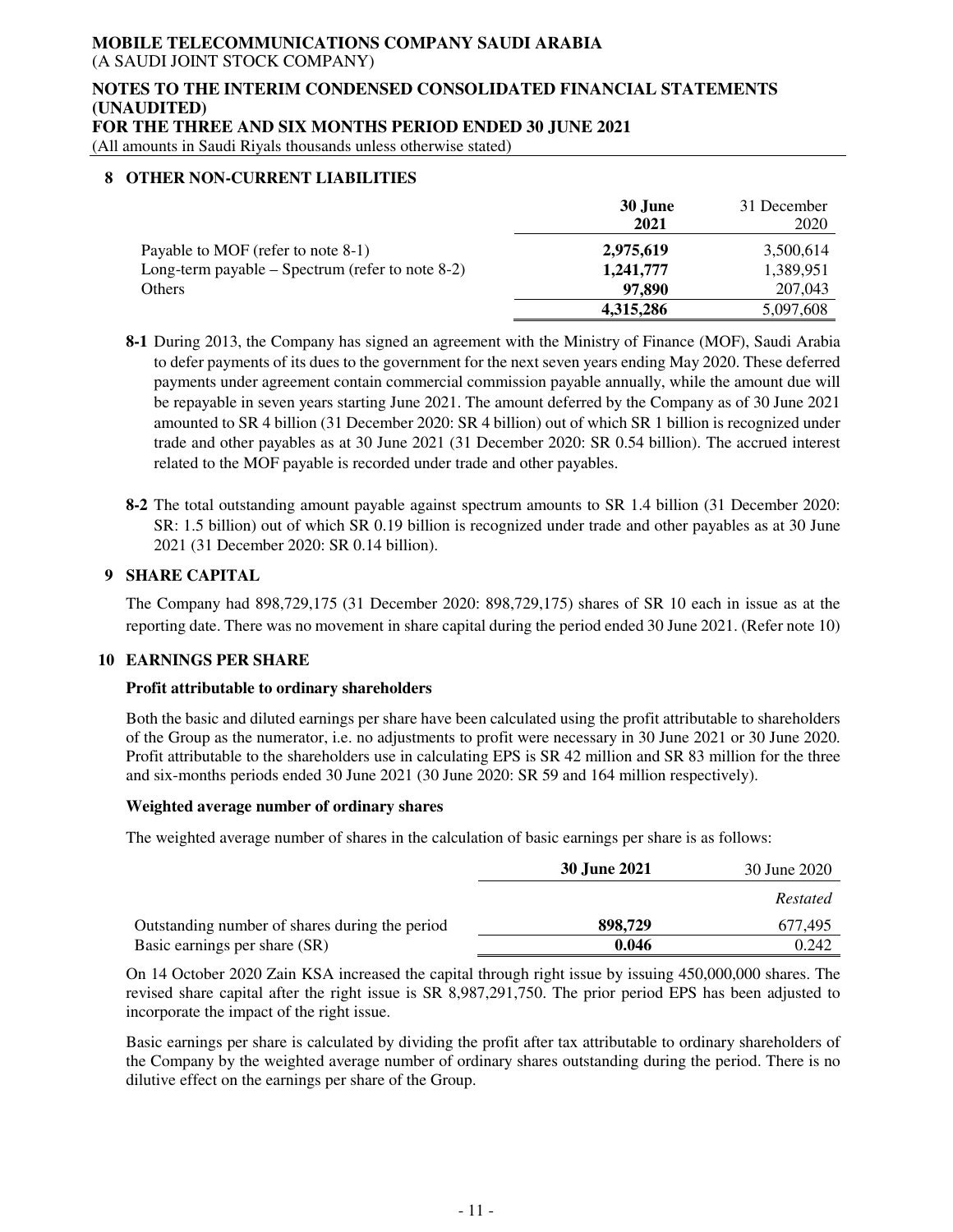## 8 OTHER NON-CURRENT LIABILITIES

| | **30 June 2021** | 31 December 2020 |
|---|---|---|
| Payable to MOF (refer to note 8-1) | **2,975,619** | 3,500,614 |
| Long-term payable – Spectrum (refer to note 8-2) | **1,241,777** | 1,389,951 |
| Others | **97,890** | 207,043 |
| | **4,315,286** | 5,097,608 |

**8-1** During 2013, the Company has signed an agreement with the Ministry of Finance (MOF), Saudi Arabia to defer payments of its dues to the government for the next seven years ending May 2020. These deferred payments under agreement contain commercial commission payable annually, while the amount due will be repayable in seven years starting June 2021. The amount deferred by the Company as of 30 June 2021 amounted to SR 4 billion (31 December 2020: SR 4 billion) out of which SR 1 billion is recognized under trade and other payables as at 30 June 2021 (31 December 2020: SR 0.54 billion). The accrued interest related to the MOF payable is recorded under trade and other payables.

**8-2** The total outstanding amount payable against spectrum amounts to SR 1.4 billion (31 December 2020: SR: 1.5 billion) out of which SR 0.19 billion is recognized under trade and other payables as at 30 June 2021 (31 December 2020: SR 0.14 billion).

## 9 SHARE CAPITAL

The Company had 898,729,175 (31 December 2020: 898,729,175) shares of SR 10 each in issue as at the reporting date. There was no movement in share capital during the period ended 30 June 2021. (Refer note 10)

## 10 EARNINGS PER SHARE

### Profit attributable to ordinary shareholders

Both the basic and diluted earnings per share have been calculated using the profit attributable to shareholders of the Group as the numerator, i.e. no adjustments to profit were necessary in 30 June 2021 or 30 June 2020. Profit attributable to the shareholders use in calculating EPS is SR 42 million and SR 83 million for the three and six-months periods ended 30 June 2021 (30 June 2020: SR 59 and 164 million respectively).

### Weighted average number of ordinary shares

The weighted average number of shares in the calculation of basic earnings per share is as follows:

| | **30 June 2021** | 30 June 2020 |
|---|---|---|
| | | *Restated* |
| Outstanding number of shares during the period | **898,729** | 677,495 |
| Basic earnings per share (SR) | **0.046** | 0.242 |

On 14 October 2020 Zain KSA increased the capital through right issue by issuing 450,000,000 shares. The revised share capital after the right issue is SR 8,987,291,750. The prior period EPS has been adjusted to incorporate the impact of the right issue.

Basic earnings per share is calculated by dividing the profit after tax attributable to ordinary shareholders of the Company by the weighted average number of ordinary shares outstanding during the period. There is no dilutive effect on the earnings per share of the Group.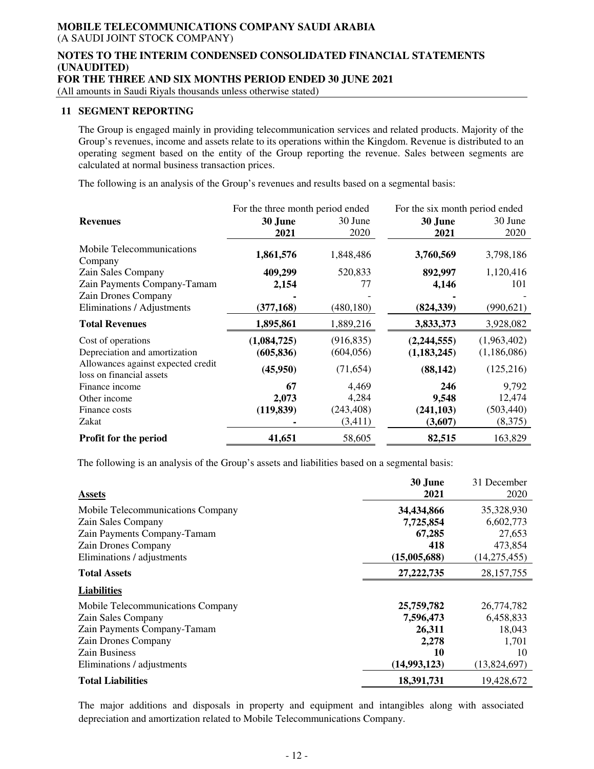## 11 SEGMENT REPORTING

The Group is engaged mainly in providing telecommunication services and related products. Majority of the Group's revenues, income and assets relate to its operations within the Kingdom. Revenue is distributed to an operating segment based on the entity of the Group reporting the revenue. Sales between segments are calculated at normal business transaction prices.

The following is an analysis of the Group's revenues and results based on a segmental basis:

| | For the three month period ended | | For the six month period ended | |
|---|---|---|---|---|
| **Revenues** | **30 June 2021** | 30 June 2020 | **30 June 2021** | 30 June 2020 |
| Mobile Telecommunications Company | **1,861,576** | 1,848,486 | **3,760,569** | 3,798,186 |
| Zain Sales Company | **409,299** | 520,833 | **892,997** | 1,120,416 |
| Zain Payments Company-Tamam | **2,154** | 77 | **4,146** | 101 |
| Zain Drones Company | **-** | - | **-** | - |
| Eliminations / Adjustments | **(377,168)** | (480,180) | **(824,339)** | (990,621) |
| **Total Revenues** | **1,895,861** | 1,889,216 | **3,833,373** | 3,928,082 |
| Cost of operations | **(1,084,725)** | (916,835) | **(2,244,555)** | (1,963,402) |
| Depreciation and amortization | **(605,836)** | (604,056) | **(1,183,245)** | (1,186,086) |
| Allowances against expected credit loss on financial assets | **(45,950)** | (71,654) | **(88,142)** | (125,216) |
| Finance income | **67** | 4,469 | **246** | 9,792 |
| Other income | **2,073** | 4,284 | **9,548** | 12,474 |
| Finance costs | **(119,839)** | (243,408) | **(241,103)** | (503,440) |
| Zakat | **-** | (3,411) | **(3,607)** | (8,375) |
| **Profit for the period** | **41,651** | 58,605 | **82,515** | 163,829 |

The following is an analysis of the Group's assets and liabilities based on a segmental basis:

| **Assets** | **30 June 2021** | 31 December 2020 |
|---|---|---|
| Mobile Telecommunications Company | **34,434,866** | 35,328,930 |
| Zain Sales Company | **7,725,854** | 6,602,773 |
| Zain Payments Company-Tamam | **67,285** | 27,653 |
| Zain Drones Company | **418** | 473,854 |
| Eliminations / adjustments | **(15,005,688)** | (14,275,455) |
| **Total Assets** | **27,222,735** | 28,157,755 |
| **Liabilities** | | |
| Mobile Telecommunications Company | **25,759,782** | 26,774,782 |
| Zain Sales Company | **7,596,473** | 6,458,833 |
| Zain Payments Company-Tamam | **26,311** | 18,043 |
| Zain Drones Company | **2,278** | 1,701 |
| Zain Business | **10** | 10 |
| Eliminations / adjustments | **(14,993,123)** | (13,824,697) |
| **Total Liabilities** | **18,391,731** | 19,428,672 |

The major additions and disposals in property and equipment and intangibles along with associated depreciation and amortization related to Mobile Telecommunications Company.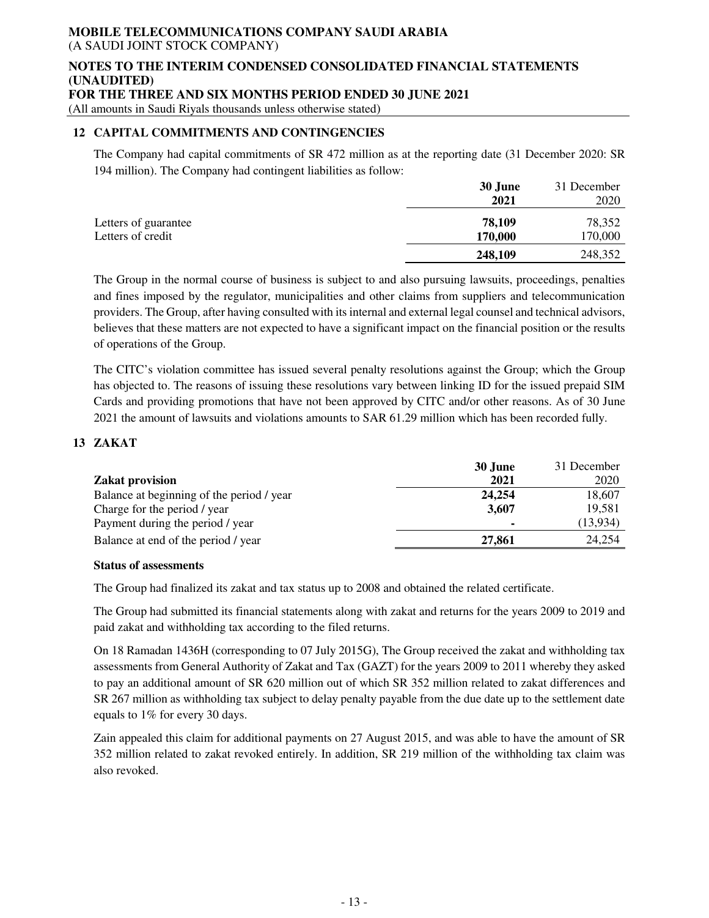## 12 CAPITAL COMMITMENTS AND CONTINGENCIES

The Company had capital commitments of SR 472 million as at the reporting date (31 December 2020: SR 194 million). The Company had contingent liabilities as follow:

| | **30 June 2021** | 31 December 2020 |
|---|---|---|
| Letters of guarantee | **78,109** | 78,352 |
| Letters of credit | **170,000** | 170,000 |
| | **248,109** | 248,352 |

The Group in the normal course of business is subject to and also pursuing lawsuits, proceedings, penalties and fines imposed by the regulator, municipalities and other claims from suppliers and telecommunication providers. The Group, after having consulted with its internal and external legal counsel and technical advisors, believes that these matters are not expected to have a significant impact on the financial position or the results of operations of the Group.

The CITC's violation committee has issued several penalty resolutions against the Group; which the Group has objected to. The reasons of issuing these resolutions vary between linking ID for the issued prepaid SIM Cards and providing promotions that have not been approved by CITC and/or other reasons. As of 30 June 2021 the amount of lawsuits and violations amounts to SAR 61.29 million which has been recorded fully.

## 13 ZAKAT

| **Zakat provision** | **30 June 2021** | 31 December 2020 |
|---|---|---|
| Balance at beginning of the period / year | **24,254** | 18,607 |
| Charge for the period / year | **3,607** | 19,581 |
| Payment during the period / year | **-** | (13,934) |
| Balance at end of the period / year | **27,861** | 24,254 |

**Status of assessments**

The Group had finalized its zakat and tax status up to 2008 and obtained the related certificate.

The Group had submitted its financial statements along with zakat and returns for the years 2009 to 2019 and paid zakat and withholding tax according to the filed returns.

On 18 Ramadan 1436H (corresponding to 07 July 2015G), The Group received the zakat and withholding tax assessments from General Authority of Zakat and Tax (GAZT) for the years 2009 to 2011 whereby they asked to pay an additional amount of SR 620 million out of which SR 352 million related to zakat differences and SR 267 million as withholding tax subject to delay penalty payable from the due date up to the settlement date equals to 1% for every 30 days.

Zain appealed this claim for additional payments on 27 August 2015, and was able to have the amount of SR 352 million related to zakat revoked entirely. In addition, SR 219 million of the withholding tax claim was also revoked.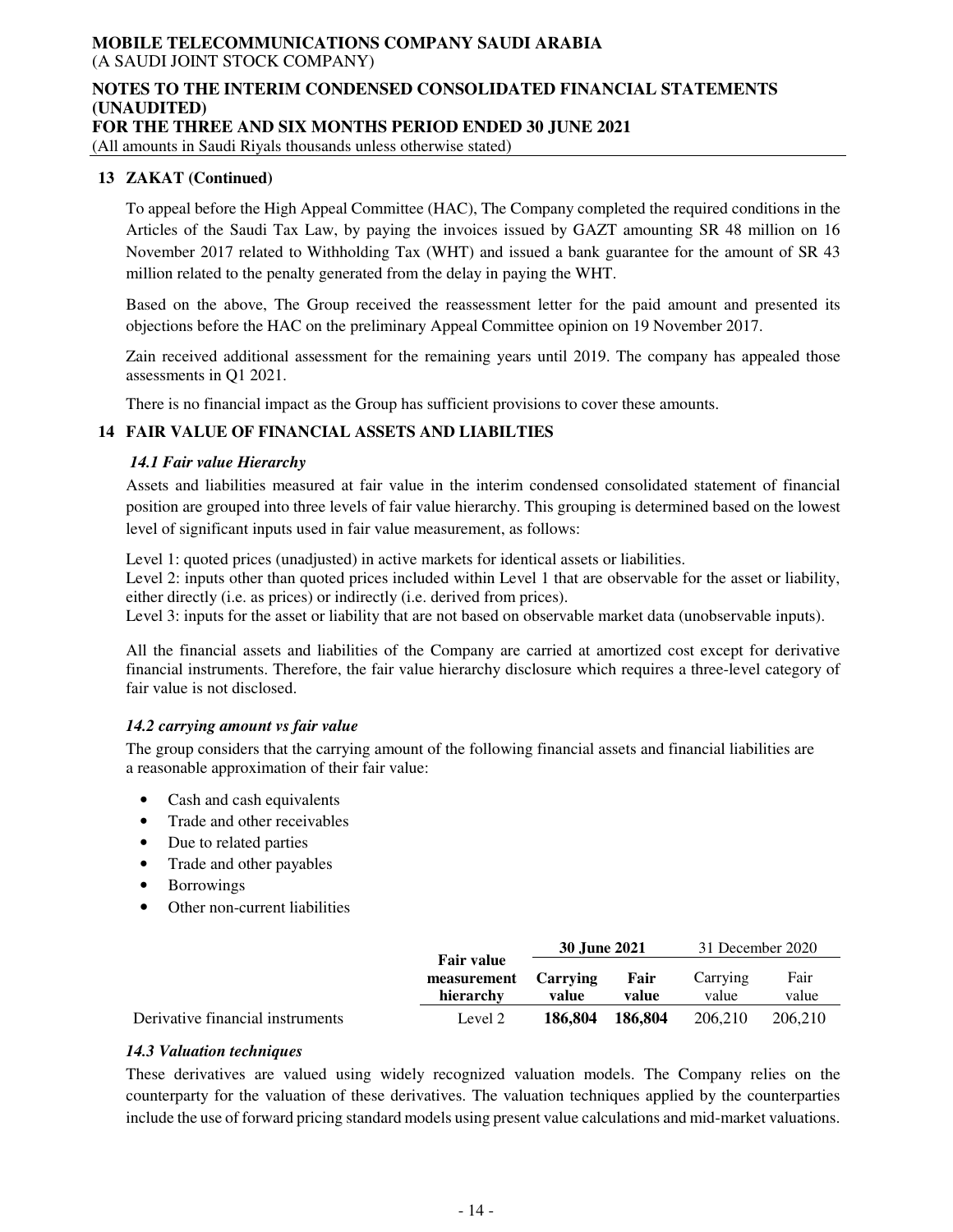## 13 ZAKAT (Continued)

To appeal before the High Appeal Committee (HAC), The Company completed the required conditions in the Articles of the Saudi Tax Law, by paying the invoices issued by GAZT amounting SR 48 million on 16 November 2017 related to Withholding Tax (WHT) and issued a bank guarantee for the amount of SR 43 million related to the penalty generated from the delay in paying the WHT.

Based on the above, The Group received the reassessment letter for the paid amount and presented its objections before the HAC on the preliminary Appeal Committee opinion on 19 November 2017.

Zain received additional assessment for the remaining years until 2019. The company has appealed those assessments in Q1 2021.

There is no financial impact as the Group has sufficient provisions to cover these amounts.

## 14 FAIR VALUE OF FINANCIAL ASSETS AND LIABILTIES

### *14.1 Fair value Hierarchy*

Assets and liabilities measured at fair value in the interim condensed consolidated statement of financial position are grouped into three levels of fair value hierarchy. This grouping is determined based on the lowest level of significant inputs used in fair value measurement, as follows:

Level 1: quoted prices (unadjusted) in active markets for identical assets or liabilities.
Level 2: inputs other than quoted prices included within Level 1 that are observable for the asset or liability, either directly (i.e. as prices) or indirectly (i.e. derived from prices).
Level 3: inputs for the asset or liability that are not based on observable market data (unobservable inputs).

All the financial assets and liabilities of the Company are carried at amortized cost except for derivative financial instruments. Therefore, the fair value hierarchy disclosure which requires a three-level category of fair value is not disclosed.

### *14.2 carrying amount vs fair value*

The group considers that the carrying amount of the following financial assets and financial liabilities are a reasonable approximation of their fair value:

- Cash and cash equivalents
- Trade and other receivables
- Due to related parties
- Trade and other payables
- Borrowings
- Other non-current liabilities

| | Fair value measurement hierarchy | **30 June 2021** | | 31 December 2020 | |
|---|---|---|---|---|---|
| | | **Carrying value** | **Fair value** | Carrying value | Fair value |
| Derivative financial instruments | Level 2 | **186,804** | **186,804** | 206,210 | 206,210 |

### *14.3 Valuation techniques*

These derivatives are valued using widely recognized valuation models. The Company relies on the counterparty for the valuation of these derivatives. The valuation techniques applied by the counterparties include the use of forward pricing standard models using present value calculations and mid-market valuations.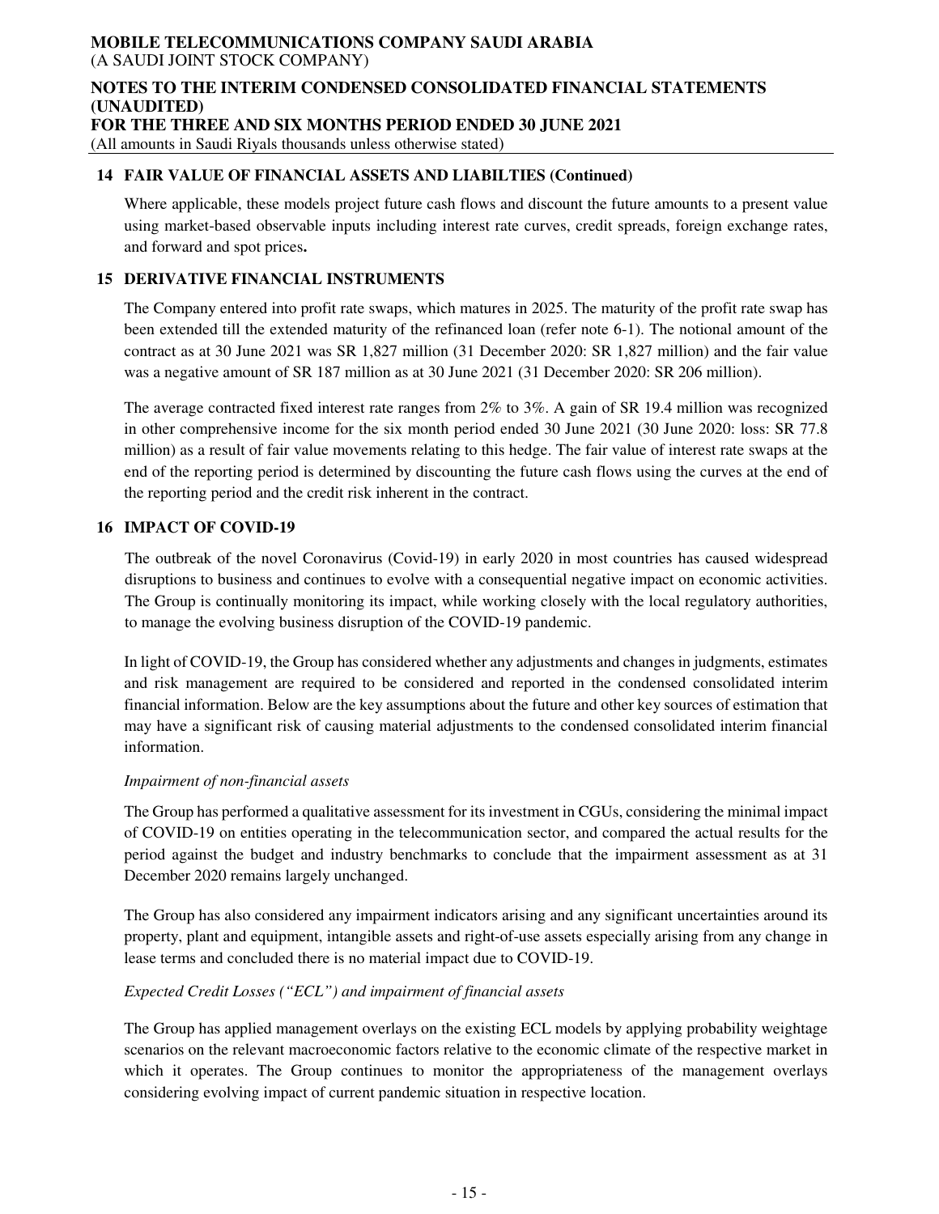## 14 FAIR VALUE OF FINANCIAL ASSETS AND LIABILTIES (Continued)

Where applicable, these models project future cash flows and discount the future amounts to a present value using market-based observable inputs including interest rate curves, credit spreads, foreign exchange rates, and forward and spot prices**.**

## 15 DERIVATIVE FINANCIAL INSTRUMENTS

The Company entered into profit rate swaps, which matures in 2025. The maturity of the profit rate swap has been extended till the extended maturity of the refinanced loan (refer note 6-1). The notional amount of the contract as at 30 June 2021 was SR 1,827 million (31 December 2020: SR 1,827 million) and the fair value was a negative amount of SR 187 million as at 30 June 2021 (31 December 2020: SR 206 million).

The average contracted fixed interest rate ranges from 2% to 3%. A gain of SR 19.4 million was recognized in other comprehensive income for the six month period ended 30 June 2021 (30 June 2020: loss: SR 77.8 million) as a result of fair value movements relating to this hedge. The fair value of interest rate swaps at the end of the reporting period is determined by discounting the future cash flows using the curves at the end of the reporting period and the credit risk inherent in the contract.

## 16 IMPACT OF COVID-19

The outbreak of the novel Coronavirus (Covid-19) in early 2020 in most countries has caused widespread disruptions to business and continues to evolve with a consequential negative impact on economic activities. The Group is continually monitoring its impact, while working closely with the local regulatory authorities, to manage the evolving business disruption of the COVID-19 pandemic.

In light of COVID-19, the Group has considered whether any adjustments and changes in judgments, estimates and risk management are required to be considered and reported in the condensed consolidated interim financial information. Below are the key assumptions about the future and other key sources of estimation that may have a significant risk of causing material adjustments to the condensed consolidated interim financial information.

*Impairment of non-financial assets*

The Group has performed a qualitative assessment for its investment in CGUs, considering the minimal impact of COVID-19 on entities operating in the telecommunication sector, and compared the actual results for the period against the budget and industry benchmarks to conclude that the impairment assessment as at 31 December 2020 remains largely unchanged.

The Group has also considered any impairment indicators arising and any significant uncertainties around its property, plant and equipment, intangible assets and right-of-use assets especially arising from any change in lease terms and concluded there is no material impact due to COVID-19.

*Expected Credit Losses ("ECL") and impairment of financial assets*

The Group has applied management overlays on the existing ECL models by applying probability weightage scenarios on the relevant macroeconomic factors relative to the economic climate of the respective market in which it operates. The Group continues to monitor the appropriateness of the management overlays considering evolving impact of current pandemic situation in respective location.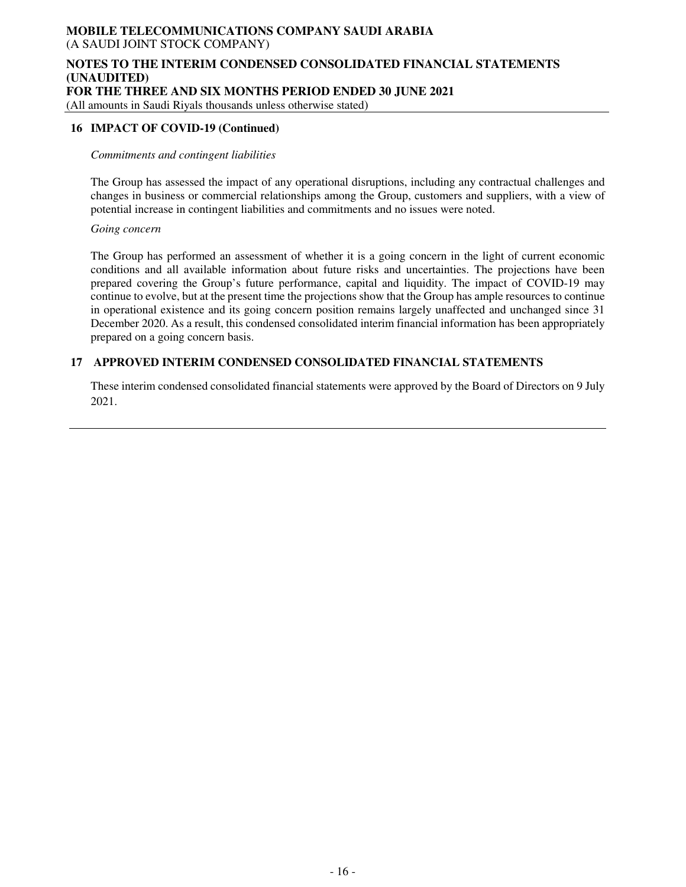## 16 IMPACT OF COVID-19 (Continued)

*Commitments and contingent liabilities*

The Group has assessed the impact of any operational disruptions, including any contractual challenges and changes in business or commercial relationships among the Group, customers and suppliers, with a view of potential increase in contingent liabilities and commitments and no issues were noted.

*Going concern*

The Group has performed an assessment of whether it is a going concern in the light of current economic conditions and all available information about future risks and uncertainties. The projections have been prepared covering the Group's future performance, capital and liquidity. The impact of COVID-19 may continue to evolve, but at the present time the projections show that the Group has ample resources to continue in operational existence and its going concern position remains largely unaffected and unchanged since 31 December 2020. As a result, this condensed consolidated interim financial information has been appropriately prepared on a going concern basis.

## 17 APPROVED INTERIM CONDENSED CONSOLIDATED FINANCIAL STATEMENTS

These interim condensed consolidated financial statements were approved by the Board of Directors on 9 July 2021.